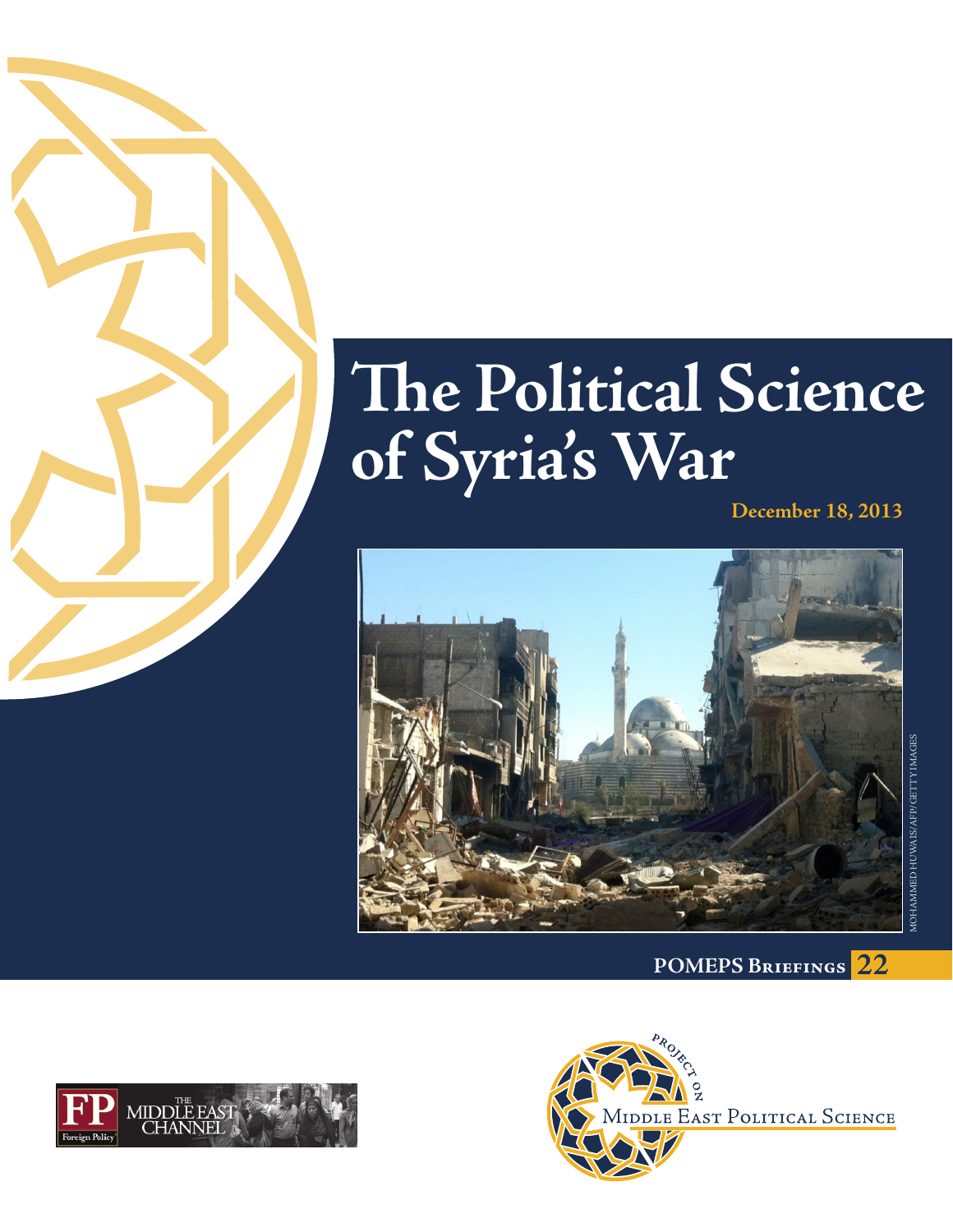# The Political Science of Syria's War

December 18, 2013

MOHAMMED HUWAIS/AFP/GETTY IMAGES

POMEPS Briefings 22

FP Foreign Policy — The Middle East Channel

Project on Middle East Political Science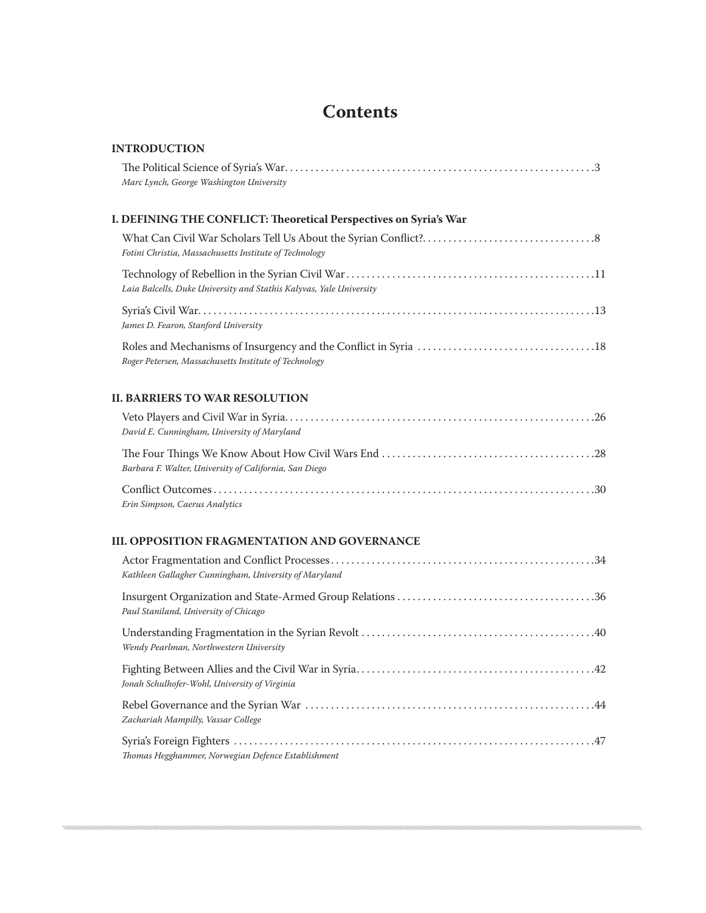# Contents

## INTRODUCTION

The Political Science of Syria's War....3
*Marc Lynch, George Washington University*

## I. DEFINING THE CONFLICT: Theoretical Perspectives on Syria's War

What Can Civil War Scholars Tell Us About the Syrian Conflict?....8
*Fotini Christia, Massachusetts Institute of Technology*

Technology of Rebellion in the Syrian Civil War....11
*Laia Balcells, Duke University and Stathis Kalyvas, Yale University*

Syria's Civil War....13
*James D. Fearon, Stanford University*

Roles and Mechanisms of Insurgency and the Conflict in Syria....18
*Roger Petersen, Massachusetts Institute of Technology*

## II. BARRIERS TO WAR RESOLUTION

Veto Players and Civil War in Syria....26
*David E. Cunningham, University of Maryland*

The Four Things We Know About How Civil Wars End....28
*Barbara F. Walter, University of California, San Diego*

Conflict Outcomes....30
*Erin Simpson, Caerus Analytics*

## III. OPPOSITION FRAGMENTATION AND GOVERNANCE

Actor Fragmentation and Conflict Processes....34
*Kathleen Gallagher Cunningham, University of Maryland*

Insurgent Organization and State-Armed Group Relations....36
*Paul Staniland, University of Chicago*

Understanding Fragmentation in the Syrian Revolt....40
*Wendy Pearlman, Northwestern University*

Fighting Between Allies and the Civil War in Syria....42
*Jonah Schulhofer-Wohl, University of Virginia*

Rebel Governance and the Syrian War....44
*Zachariah Mampilly, Vassar College*

Syria's Foreign Fighters....47
*Thomas Hegghammer, Norwegian Defence Establishment*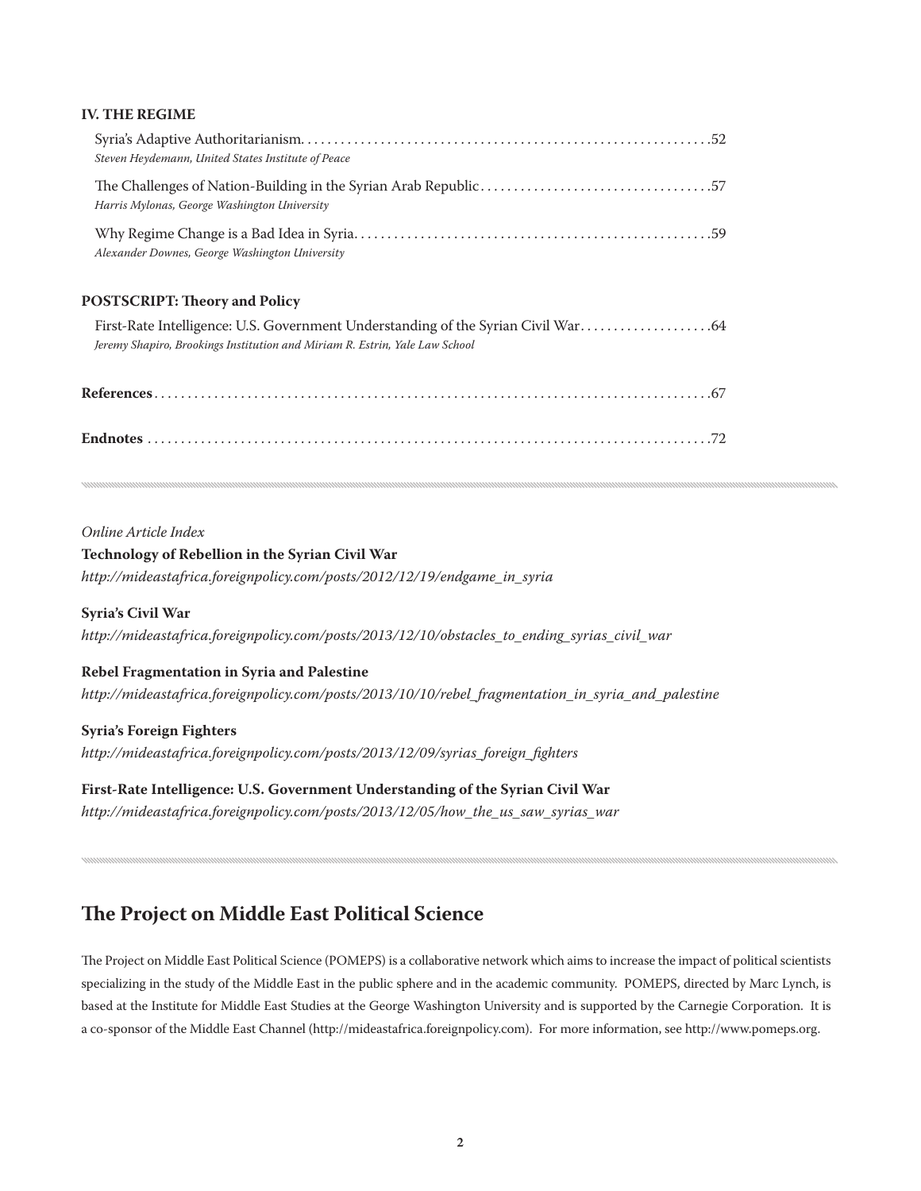**IV. THE REGIME**

Syria's Adaptive Authoritarianism............................................................52
*Steven Heydemann, United States Institute of Peace*

The Challenges of Nation-Building in the Syrian Arab Republic..................................57
*Harris Mylonas, George Washington University*

Why Regime Change is a Bad Idea in Syria....................................................59
*Alexander Downes, George Washington University*

**POSTSCRIPT: Theory and Policy**

First-Rate Intelligence: U.S. Government Understanding of the Syrian Civil War...................64
*Jeremy Shapiro, Brookings Institution and Miriam R. Estrin, Yale Law School*

**References**...............................................................................67

**Endnotes**.................................................................................72

---

*Online Article Index*

**Technology of Rebellion in the Syrian Civil War**
*http://mideastafrica.foreignpolicy.com/posts/2012/12/19/endgame_in_syria*

**Syria's Civil War**
*http://mideastafrica.foreignpolicy.com/posts/2013/12/10/obstacles_to_ending_syrias_civil_war*

**Rebel Fragmentation in Syria and Palestine**
*http://mideastafrica.foreignpolicy.com/posts/2013/10/10/rebel_fragmentation_in_syria_and_palestine*

**Syria's Foreign Fighters**
*http://mideastafrica.foreignpolicy.com/posts/2013/12/09/syrias_foreign_fighters*

**First-Rate Intelligence: U.S. Government Understanding of the Syrian Civil War**
*http://mideastafrica.foreignpolicy.com/posts/2013/12/05/how_the_us_saw_syrias_war*

---

## The Project on Middle East Political Science

The Project on Middle East Political Science (POMEPS) is a collaborative network which aims to increase the impact of political scientists specializing in the study of the Middle East in the public sphere and in the academic community. POMEPS, directed by Marc Lynch, is based at the Institute for Middle East Studies at the George Washington University and is supported by the Carnegie Corporation. It is a co-sponsor of the Middle East Channel (http://mideastafrica.foreignpolicy.com). For more information, see http://www.pomeps.org.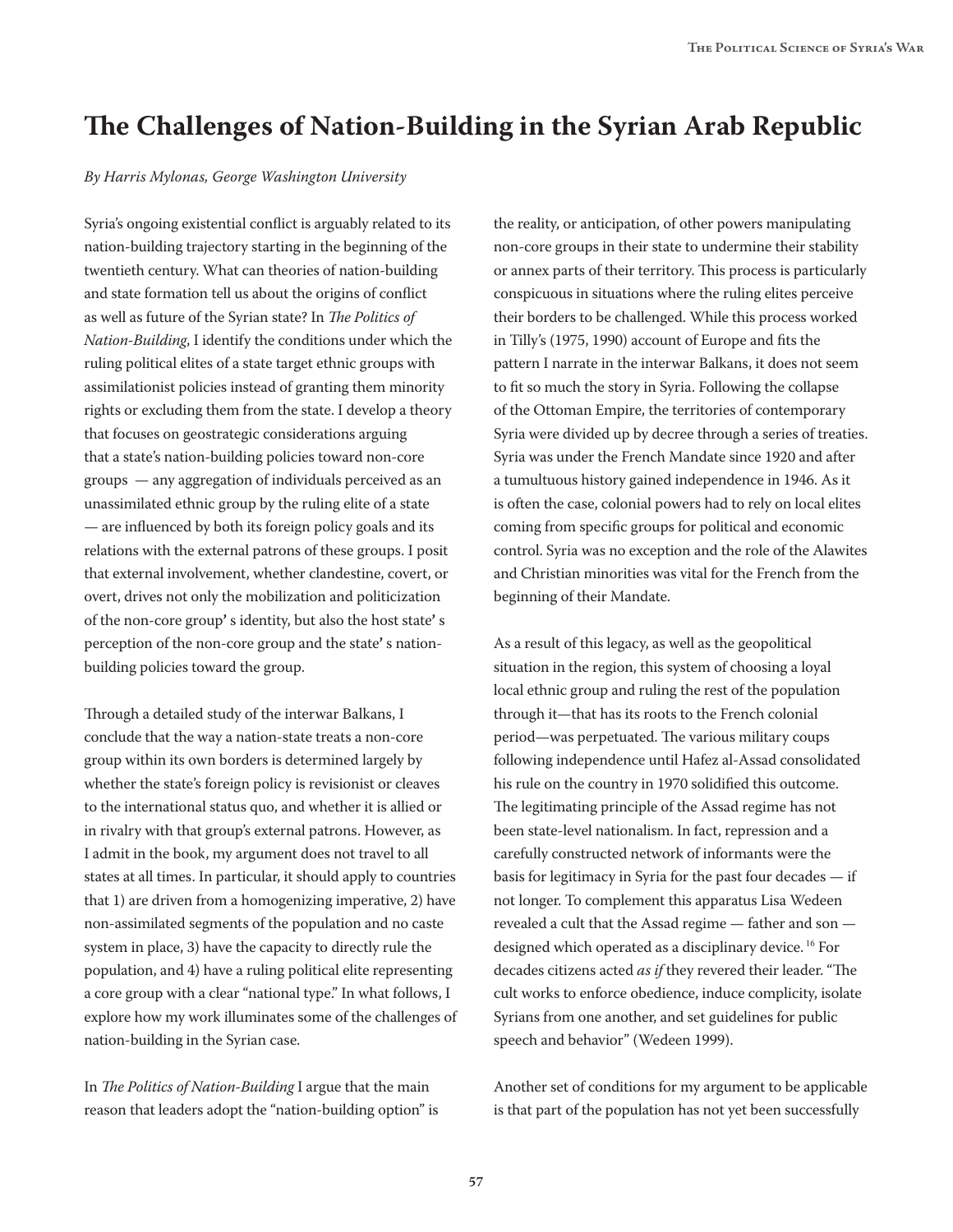# The Challenges of Nation-Building in the Syrian Arab Republic

*By Harris Mylonas, George Washington University*

Syria's ongoing existential conflict is arguably related to its nation-building trajectory starting in the beginning of the twentieth century. What can theories of nation-building and state formation tell us about the origins of conflict as well as future of the Syrian state? In *The Politics of Nation-Building*, I identify the conditions under which the ruling political elites of a state target ethnic groups with assimilationist policies instead of granting them minority rights or excluding them from the state. I develop a theory that focuses on geostrategic considerations arguing that a state's nation-building policies toward non-core groups — any aggregation of individuals perceived as an unassimilated ethnic group by the ruling elite of a state — are influenced by both its foreign policy goals and its relations with the external patrons of these groups. I posit that external involvement, whether clandestine, covert, or overt, drives not only the mobilization and politicization of the non-core group' s identity, but also the host state' s perception of the non-core group and the state' s nation-building policies toward the group.

Through a detailed study of the interwar Balkans, I conclude that the way a nation-state treats a non-core group within its own borders is determined largely by whether the state's foreign policy is revisionist or cleaves to the international status quo, and whether it is allied or in rivalry with that group's external patrons. However, as I admit in the book, my argument does not travel to all states at all times. In particular, it should apply to countries that 1) are driven from a homogenizing imperative, 2) have non-assimilated segments of the population and no caste system in place, 3) have the capacity to directly rule the population, and 4) have a ruling political elite representing a core group with a clear "national type." In what follows, I explore how my work illuminates some of the challenges of nation-building in the Syrian case.

In *The Politics of Nation-Building* I argue that the main reason that leaders adopt the "nation-building option" is the reality, or anticipation, of other powers manipulating non-core groups in their state to undermine their stability or annex parts of their territory. This process is particularly conspicuous in situations where the ruling elites perceive their borders to be challenged. While this process worked in Tilly's (1975, 1990) account of Europe and fits the pattern I narrate in the interwar Balkans, it does not seem to fit so much the story in Syria. Following the collapse of the Ottoman Empire, the territories of contemporary Syria were divided up by decree through a series of treaties. Syria was under the French Mandate since 1920 and after a tumultuous history gained independence in 1946. As it is often the case, colonial powers had to rely on local elites coming from specific groups for political and economic control. Syria was no exception and the role of the Alawites and Christian minorities was vital for the French from the beginning of their Mandate.

As a result of this legacy, as well as the geopolitical situation in the region, this system of choosing a loyal local ethnic group and ruling the rest of the population through it—that has its roots to the French colonial period—was perpetuated. The various military coups following independence until Hafez al-Assad consolidated his rule on the country in 1970 solidified this outcome. The legitimating principle of the Assad regime has not been state-level nationalism. In fact, repression and a carefully constructed network of informants were the basis for legitimacy in Syria for the past four decades — if not longer. To complement this apparatus Lisa Wedeen revealed a cult that the Assad regime — father and son — designed which operated as a disciplinary device.[16] For decades citizens acted *as if* they revered their leader. "The cult works to enforce obedience, induce complicity, isolate Syrians from one another, and set guidelines for public speech and behavior" (Wedeen 1999).

Another set of conditions for my argument to be applicable is that part of the population has not yet been successfully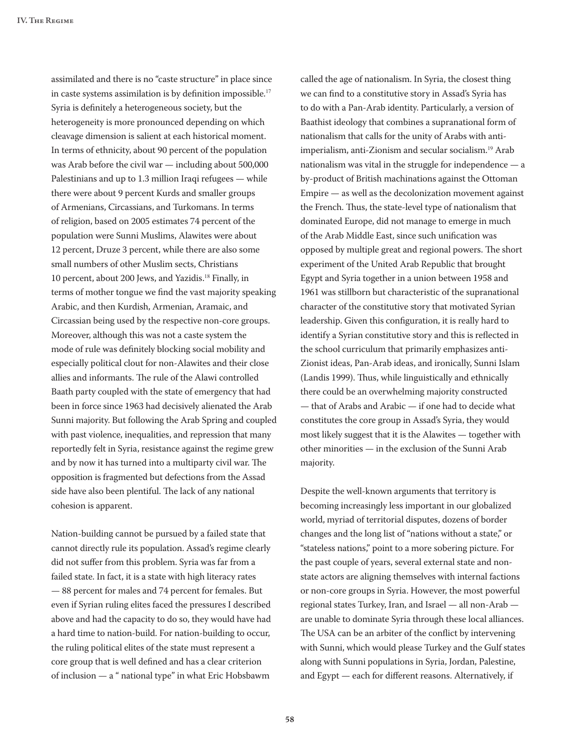assimilated and there is no "caste structure" in place since in caste systems assimilation is by definition impossible.[17] Syria is definitely a heterogeneous society, but the heterogeneity is more pronounced depending on which cleavage dimension is salient at each historical moment. In terms of ethnicity, about 90 percent of the population was Arab before the civil war — including about 500,000 Palestinians and up to 1.3 million Iraqi refugees — while there were about 9 percent Kurds and smaller groups of Armenians, Circassians, and Turkomans. In terms of religion, based on 2005 estimates 74 percent of the population were Sunni Muslims, Alawites were about 12 percent, Druze 3 percent, while there are also some small numbers of other Muslim sects, Christians 10 percent, about 200 Jews, and Yazidis.[18] Finally, in terms of mother tongue we find the vast majority speaking Arabic, and then Kurdish, Armenian, Aramaic, and Circassian being used by the respective non-core groups. Moreover, although this was not a caste system the mode of rule was definitely blocking social mobility and especially political clout for non-Alawites and their close allies and informants. The rule of the Alawi controlled Baath party coupled with the state of emergency that had been in force since 1963 had decisively alienated the Arab Sunni majority. But following the Arab Spring and coupled with past violence, inequalities, and repression that many reportedly felt in Syria, resistance against the regime grew and by now it has turned into a multiparty civil war. The opposition is fragmented but defections from the Assad side have also been plentiful. The lack of any national cohesion is apparent.

Nation-building cannot be pursued by a failed state that cannot directly rule its population. Assad's regime clearly did not suffer from this problem. Syria was far from a failed state. In fact, it is a state with high literacy rates — 88 percent for males and 74 percent for females. But even if Syrian ruling elites faced the pressures I described above and had the capacity to do so, they would have had a hard time to nation-build. For nation-building to occur, the ruling political elites of the state must represent a core group that is well defined and has a clear criterion of inclusion — a " national type" in what Eric Hobsbawm called the age of nationalism. In Syria, the closest thing we can find to a constitutive story in Assad's Syria has to do with a Pan-Arab identity. Particularly, a version of Baathist ideology that combines a supranational form of nationalism that calls for the unity of Arabs with anti-imperialism, anti-Zionism and secular socialism.[19] Arab nationalism was vital in the struggle for independence — a by-product of British machinations against the Ottoman Empire — as well as the decolonization movement against the French. Thus, the state-level type of nationalism that dominated Europe, did not manage to emerge in much of the Arab Middle East, since such unification was opposed by multiple great and regional powers. The short experiment of the United Arab Republic that brought Egypt and Syria together in a union between 1958 and 1961 was stillborn but characteristic of the supranational character of the constitutive story that motivated Syrian leadership. Given this configuration, it is really hard to identify a Syrian constitutive story and this is reflected in the school curriculum that primarily emphasizes anti-Zionist ideas, Pan-Arab ideas, and ironically, Sunni Islam (Landis 1999). Thus, while linguistically and ethnically there could be an overwhelming majority constructed — that of Arabs and Arabic — if one had to decide what constitutes the core group in Assad's Syria, they would most likely suggest that it is the Alawites — together with other minorities — in the exclusion of the Sunni Arab majority.

Despite the well-known arguments that territory is becoming increasingly less important in our globalized world, myriad of territorial disputes, dozens of border changes and the long list of "nations without a state," or "stateless nations," point to a more sobering picture. For the past couple of years, several external state and non-state actors are aligning themselves with internal factions or non-core groups in Syria. However, the most powerful regional states Turkey, Iran, and Israel — all non-Arab — are unable to dominate Syria through these local alliances. The USA can be an arbiter of the conflict by intervening with Sunni, which would please Turkey and the Gulf states along with Sunni populations in Syria, Jordan, Palestine, and Egypt — each for different reasons. Alternatively, if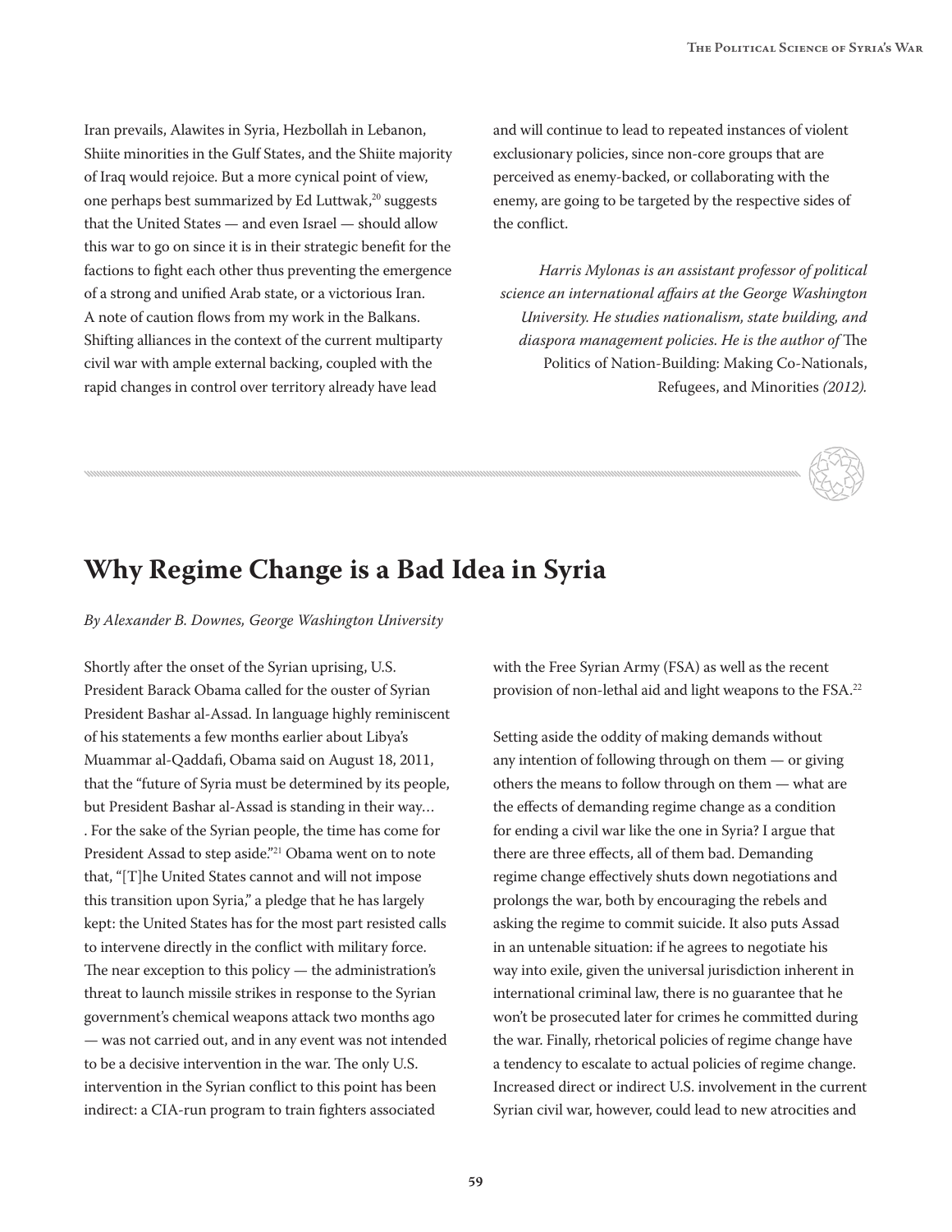Iran prevails, Alawites in Syria, Hezbollah in Lebanon, Shiite minorities in the Gulf States, and the Shiite majority of Iraq would rejoice. But a more cynical point of view, one perhaps best summarized by Ed Luttwak,[20] suggests that the United States — and even Israel — should allow this war to go on since it is in their strategic benefit for the factions to fight each other thus preventing the emergence of a strong and unified Arab state, or a victorious Iran. A note of caution flows from my work in the Balkans. Shifting alliances in the context of the current multiparty civil war with ample external backing, coupled with the rapid changes in control over territory already have lead and will continue to lead to repeated instances of violent exclusionary policies, since non-core groups that are perceived as enemy-backed, or collaborating with the enemy, are going to be targeted by the respective sides of the conflict.

*Harris Mylonas is an assistant professor of political science an international affairs at the George Washington University. He studies nationalism, state building, and diaspora management policies. He is the author of* The Politics of Nation-Building: Making Co-Nationals, Refugees, and Minorities *(2012).*

## Why Regime Change is a Bad Idea in Syria

*By Alexander B. Downes, George Washington University*

Shortly after the onset of the Syrian uprising, U.S. President Barack Obama called for the ouster of Syrian President Bashar al-Assad. In language highly reminiscent of his statements a few months earlier about Libya's Muammar al-Qaddafi, Obama said on August 18, 2011, that the "future of Syria must be determined by its people, but President Bashar al-Assad is standing in their way… . For the sake of the Syrian people, the time has come for President Assad to step aside."[21] Obama went on to note that, "[T]he United States cannot and will not impose this transition upon Syria," a pledge that he has largely kept: the United States has for the most part resisted calls to intervene directly in the conflict with military force. The near exception to this policy — the administration's threat to launch missile strikes in response to the Syrian government's chemical weapons attack two months ago — was not carried out, and in any event was not intended to be a decisive intervention in the war. The only U.S. intervention in the Syrian conflict to this point has been indirect: a CIA-run program to train fighters associated with the Free Syrian Army (FSA) as well as the recent provision of non-lethal aid and light weapons to the FSA.[22]

Setting aside the oddity of making demands without any intention of following through on them — or giving others the means to follow through on them — what are the effects of demanding regime change as a condition for ending a civil war like the one in Syria? I argue that there are three effects, all of them bad. Demanding regime change effectively shuts down negotiations and prolongs the war, both by encouraging the rebels and asking the regime to commit suicide. It also puts Assad in an untenable situation: if he agrees to negotiate his way into exile, given the universal jurisdiction inherent in international criminal law, there is no guarantee that he won't be prosecuted later for crimes he committed during the war. Finally, rhetorical policies of regime change have a tendency to escalate to actual policies of regime change. Increased direct or indirect U.S. involvement in the current Syrian civil war, however, could lead to new atrocities and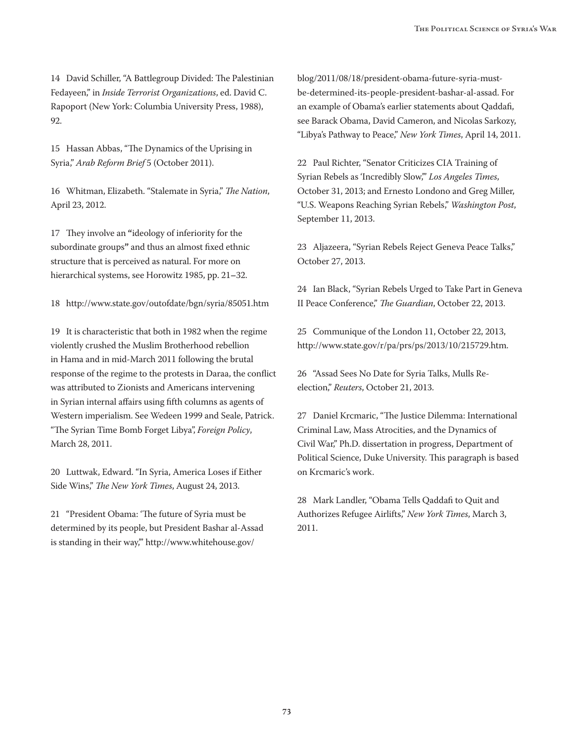14 David Schiller, "A Battlegroup Divided: The Palestinian Fedayeen," in *Inside Terrorist Organizations*, ed. David C. Rapoport (New York: Columbia University Press, 1988), 92.

15 Hassan Abbas, "The Dynamics of the Uprising in Syria," *Arab Reform Brief* 5 (October 2011).

16 Whitman, Elizabeth. "Stalemate in Syria," *The Nation*, April 23, 2012.

17 They involve an **"**ideology of inferiority for the subordinate groups**"** and thus an almost fixed ethnic structure that is perceived as natural. For more on hierarchical systems, see Horowitz 1985, pp. 21–32.

18 http://www.state.gov/outofdate/bgn/syria/85051.htm

19 It is characteristic that both in 1982 when the regime violently crushed the Muslim Brotherhood rebellion in Hama and in mid-March 2011 following the brutal response of the regime to the protests in Daraa, the conflict was attributed to Zionists and Americans intervening in Syrian internal affairs using fifth columns as agents of Western imperialism. See Wedeen 1999 and Seale, Patrick. "The Syrian Time Bomb Forget Libya", *Foreign Policy*, March 28, 2011.

20 Luttwak, Edward. "In Syria, America Loses if Either Side Wins," *The New York Times*, August 24, 2013.

21 "President Obama: 'The future of Syria must be determined by its people, but President Bashar al-Assad is standing in their way,'" http://www.whitehouse.gov/blog/2011/08/18/president-obama-future-syria-must-be-determined-its-people-president-bashar-al-assad. For an example of Obama's earlier statements about Qaddafi, see Barack Obama, David Cameron, and Nicolas Sarkozy, "Libya's Pathway to Peace," *New York Times*, April 14, 2011.

22 Paul Richter, "Senator Criticizes CIA Training of Syrian Rebels as 'Incredibly Slow,'" *Los Angeles Times*, October 31, 2013; and Ernesto Londono and Greg Miller, "U.S. Weapons Reaching Syrian Rebels," *Washington Post*, September 11, 2013.

23 Aljazeera, "Syrian Rebels Reject Geneva Peace Talks," October 27, 2013.

24 Ian Black, "Syrian Rebels Urged to Take Part in Geneva II Peace Conference," *The Guardian*, October 22, 2013.

25 Communique of the London 11, October 22, 2013, http://www.state.gov/r/pa/prs/ps/2013/10/215729.htm.

26 "Assad Sees No Date for Syria Talks, Mulls Re-election," *Reuters*, October 21, 2013.

27 Daniel Krcmaric, "The Justice Dilemma: International Criminal Law, Mass Atrocities, and the Dynamics of Civil War," Ph.D. dissertation in progress, Department of Political Science, Duke University. This paragraph is based on Krcmaric's work.

28 Mark Landler, "Obama Tells Qaddafi to Quit and Authorizes Refugee Airlifts," *New York Times*, March 3, 2011.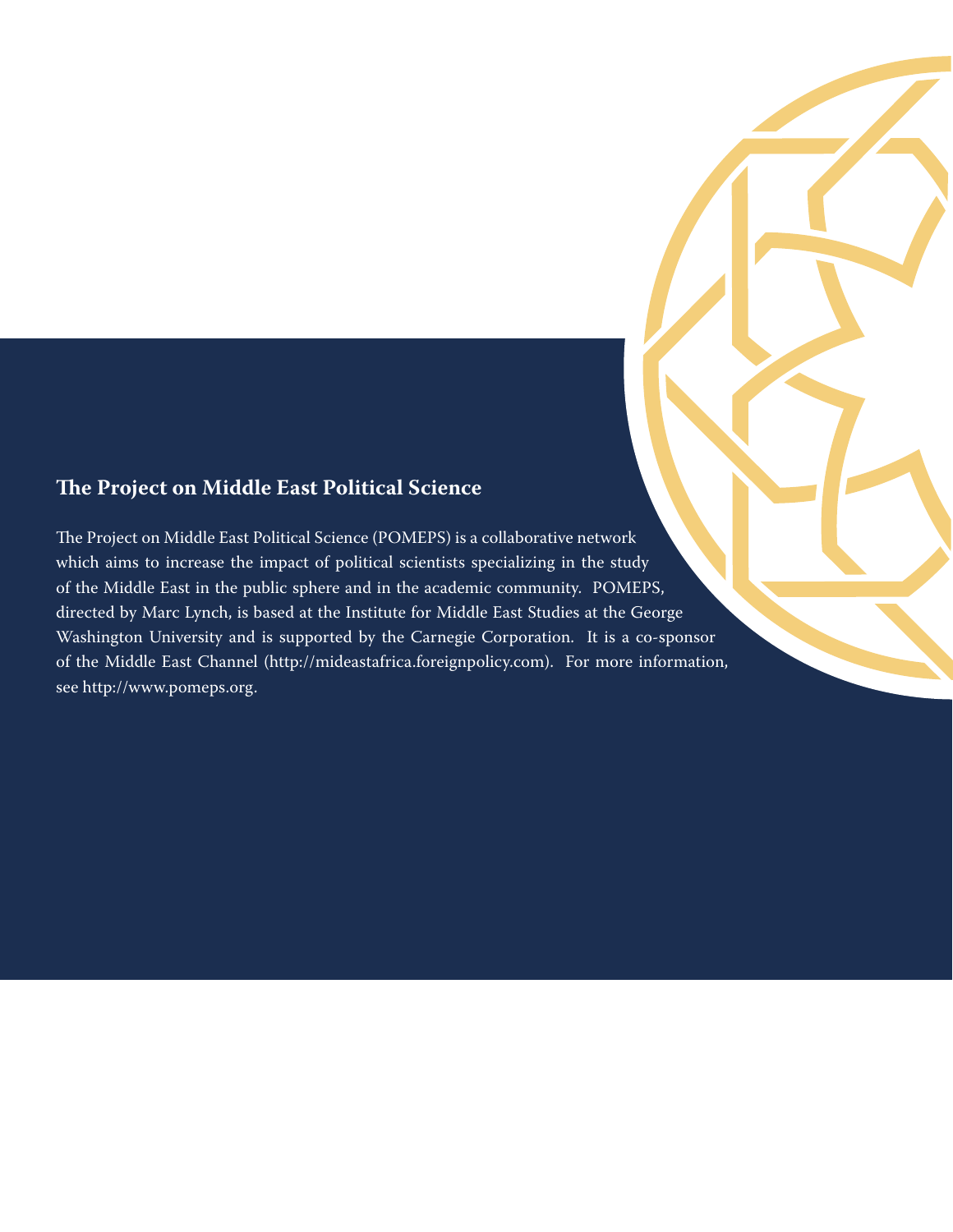## The Project on Middle East Political Science

The Project on Middle East Political Science (POMEPS) is a collaborative network which aims to increase the impact of political scientists specializing in the study of the Middle East in the public sphere and in the academic community. POMEPS, directed by Marc Lynch, is based at the Institute for Middle East Studies at the George Washington University and is supported by the Carnegie Corporation. It is a co-sponsor of the Middle East Channel (http://mideastafrica.foreignpolicy.com). For more information, see http://www.pomeps.org.